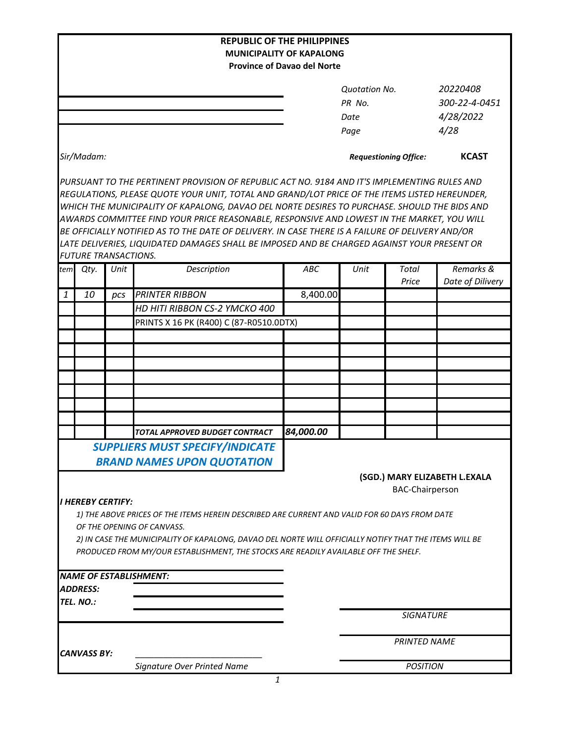**REPUBLIC OF THE PHILIPPINES**
**MUNICIPALITY OF KAPALONG**
**Province of Davao del Norte**

| | |
|---|---|
| *Quotation No.* | *20220408* |
| *PR No.* | *300-22-4-0451* |
| *Date* | *4/28/2022* |
| *Page* | *4/28* |

*Sir/Madam:*

***Requestioning Office:*** **KCAST**

*PURSUANT TO THE PERTINENT PROVISION OF REPUBLIC ACT NO. 9184 AND IT'S IMPLEMENTING RULES AND REGULATIONS, PLEASE QUOTE YOUR UNIT, TOTAL AND GRAND/LOT PRICE OF THE ITEMS LISTED HEREUNDER, WHICH THE MUNICIPALITY OF KAPALONG, DAVAO DEL NORTE DESIRES TO PURCHASE. SHOULD THE BIDS AND AWARDS COMMITTEE FIND YOUR PRICE REASONABLE, RESPONSIVE AND LOWEST IN THE MARKET, YOU WILL BE OFFICIALLY NOTIFIED AS TO THE DATE OF DELIVERY. IN CASE THERE IS A FAILURE OF DELIVERY AND/OR LATE DELIVERIES, LIQUIDATED DAMAGES SHALL BE IMPOSED AND BE CHARGED AGAINST YOUR PRESENT OR FUTURE TRANSACTIONS.*

| Item | Qty. | Unit | Description | ABC | Unit | Total Price | Remarks & Date of Dilivery |
|---|---|---|---|---|---|---|---|
| 1 | 10 | pcs | PRINTER RIBBON | 8,400.00 | | | |
| | | | HD HITI RIBBON CS-2 YMCKO 400 | | | | |
| | | | PRINTS X 16 PK (R400) C (87-R0510.0DTX) | | | | |
| | | | | | | | |
| | | | | | | | |
| | | | | | | | |
| | | | | | | | |
| | | | | | | | |
| | | | | | | | |
| | | | | | | | |
| | | | *TOTAL APPROVED BUDGET CONTRACT* | *84,000.00* | | | |

***SUPPLIERS MUST SPECIFY/INDICATE BRAND NAMES UPON QUOTATION***

**(SGD.) MARY ELIZABETH L.EXALA**
BAC-Chairperson

***I HEREBY CERTIFY:***

*1) THE ABOVE PRICES OF THE ITEMS HEREIN DESCRIBED ARE CURRENT AND VALID FOR 60 DAYS FROM DATE OF THE OPENING OF CANVASS.*

*2) IN CASE THE MUNICIPALITY OF KAPALONG, DAVAO DEL NORTE WILL OFFICIALLY NOTIFY THAT THE ITEMS WILL BE PRODUCED FROM MY/OUR ESTABLISHMENT, THE STOCKS ARE READILY AVAILABLE OFF THE SHELF.*

***NAME OF ESTABLISHMENT:*** ____________________

***ADDRESS:*** ____________________

***TEL. NO.:*** ____________________

____________________
*SIGNATURE*

____________________
*PRINTED NAME*

***CANVASS BY:*** ____________________
*Signature Over Printed Name*

____________________
*POSITION*